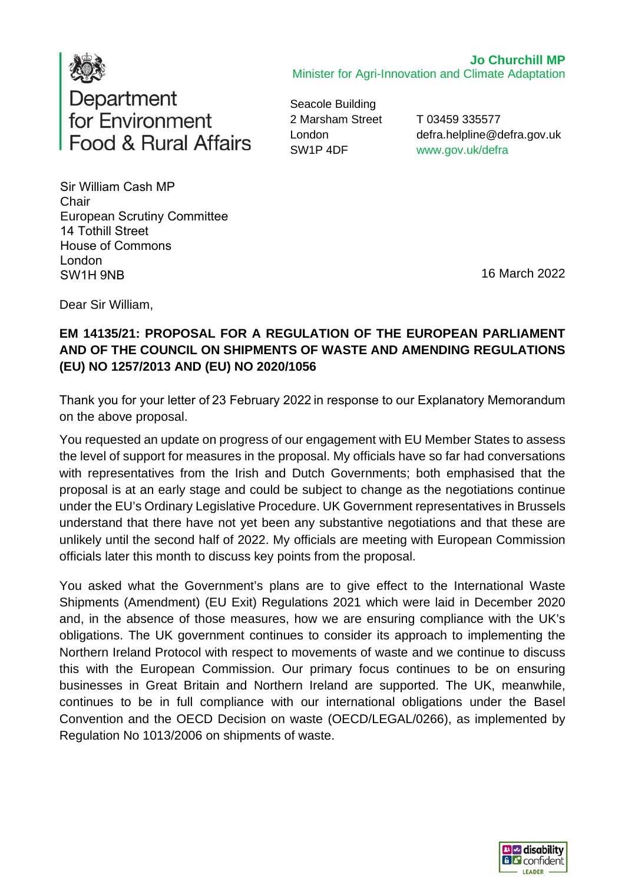Department for Environment Food & Rural Affairs

**Jo Churchill MP**
Minister for Agri-Innovation and Climate Adaptation

Seacole Building
2 Marsham Street
London
SW1P 4DF

T 03459 335577
defra.helpline@defra.gov.uk
www.gov.uk/defra

Sir William Cash MP
Chair
European Scrutiny Committee
14 Tothill Street
House of Commons
London
SW1H 9NB

16 March 2022

Dear Sir William,

**EM 14135/21: PROPOSAL FOR A REGULATION OF THE EUROPEAN PARLIAMENT AND OF THE COUNCIL ON SHIPMENTS OF WASTE AND AMENDING REGULATIONS (EU) NO 1257/2013 AND (EU) NO 2020/1056**

Thank you for your letter of 23 February 2022 in response to our Explanatory Memorandum on the above proposal.

You requested an update on progress of our engagement with EU Member States to assess the level of support for measures in the proposal. My officials have so far had conversations with representatives from the Irish and Dutch Governments; both emphasised that the proposal is at an early stage and could be subject to change as the negotiations continue under the EU's Ordinary Legislative Procedure. UK Government representatives in Brussels understand that there have not yet been any substantive negotiations and that these are unlikely until the second half of 2022. My officials are meeting with European Commission officials later this month to discuss key points from the proposal.

You asked what the Government's plans are to give effect to the International Waste Shipments (Amendment) (EU Exit) Regulations 2021 which were laid in December 2020 and, in the absence of those measures, how we are ensuring compliance with the UK's obligations. The UK government continues to consider its approach to implementing the Northern Ireland Protocol with respect to movements of waste and we continue to discuss this with the European Commission. Our primary focus continues to be on ensuring businesses in Great Britain and Northern Ireland are supported. The UK, meanwhile, continues to be in full compliance with our international obligations under the Basel Convention and the OECD Decision on waste (OECD/LEGAL/0266), as implemented by Regulation No 1013/2006 on shipments of waste.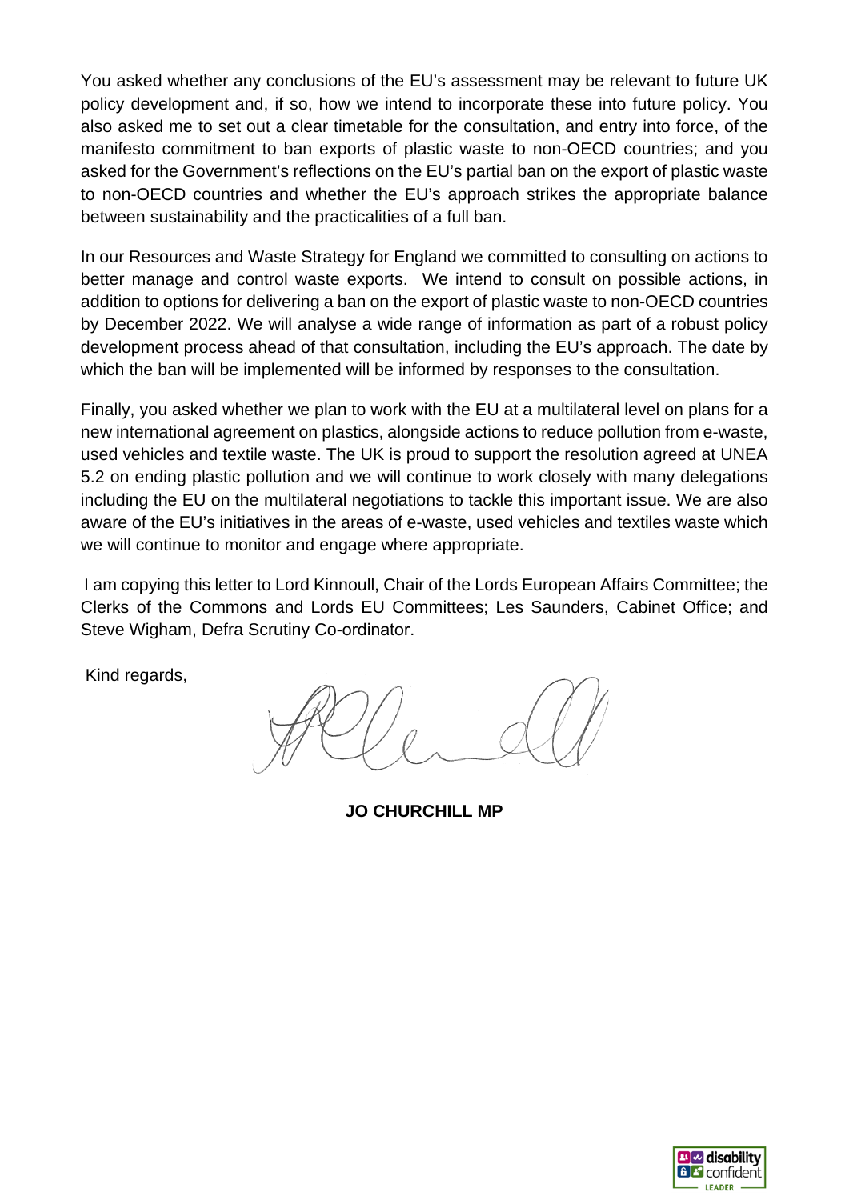You asked whether any conclusions of the EU's assessment may be relevant to future UK policy development and, if so, how we intend to incorporate these into future policy. You also asked me to set out a clear timetable for the consultation, and entry into force, of the manifesto commitment to ban exports of plastic waste to non-OECD countries; and you asked for the Government's reflections on the EU's partial ban on the export of plastic waste to non-OECD countries and whether the EU's approach strikes the appropriate balance between sustainability and the practicalities of a full ban.

In our Resources and Waste Strategy for England we committed to consulting on actions to better manage and control waste exports. We intend to consult on possible actions, in addition to options for delivering a ban on the export of plastic waste to non-OECD countries by December 2022. We will analyse a wide range of information as part of a robust policy development process ahead of that consultation, including the EU's approach. The date by which the ban will be implemented will be informed by responses to the consultation.

Finally, you asked whether we plan to work with the EU at a multilateral level on plans for a new international agreement on plastics, alongside actions to reduce pollution from e-waste, used vehicles and textile waste. The UK is proud to support the resolution agreed at UNEA 5.2 on ending plastic pollution and we will continue to work closely with many delegations including the EU on the multilateral negotiations to tackle this important issue. We are also aware of the EU's initiatives in the areas of e-waste, used vehicles and textiles waste which we will continue to monitor and engage where appropriate.

I am copying this letter to Lord Kinnoull, Chair of the Lords European Affairs Committee; the Clerks of the Commons and Lords EU Committees; Les Saunders, Cabinet Office; and Steve Wigham, Defra Scrutiny Co-ordinator.

Kind regards,

**JO CHURCHILL MP**